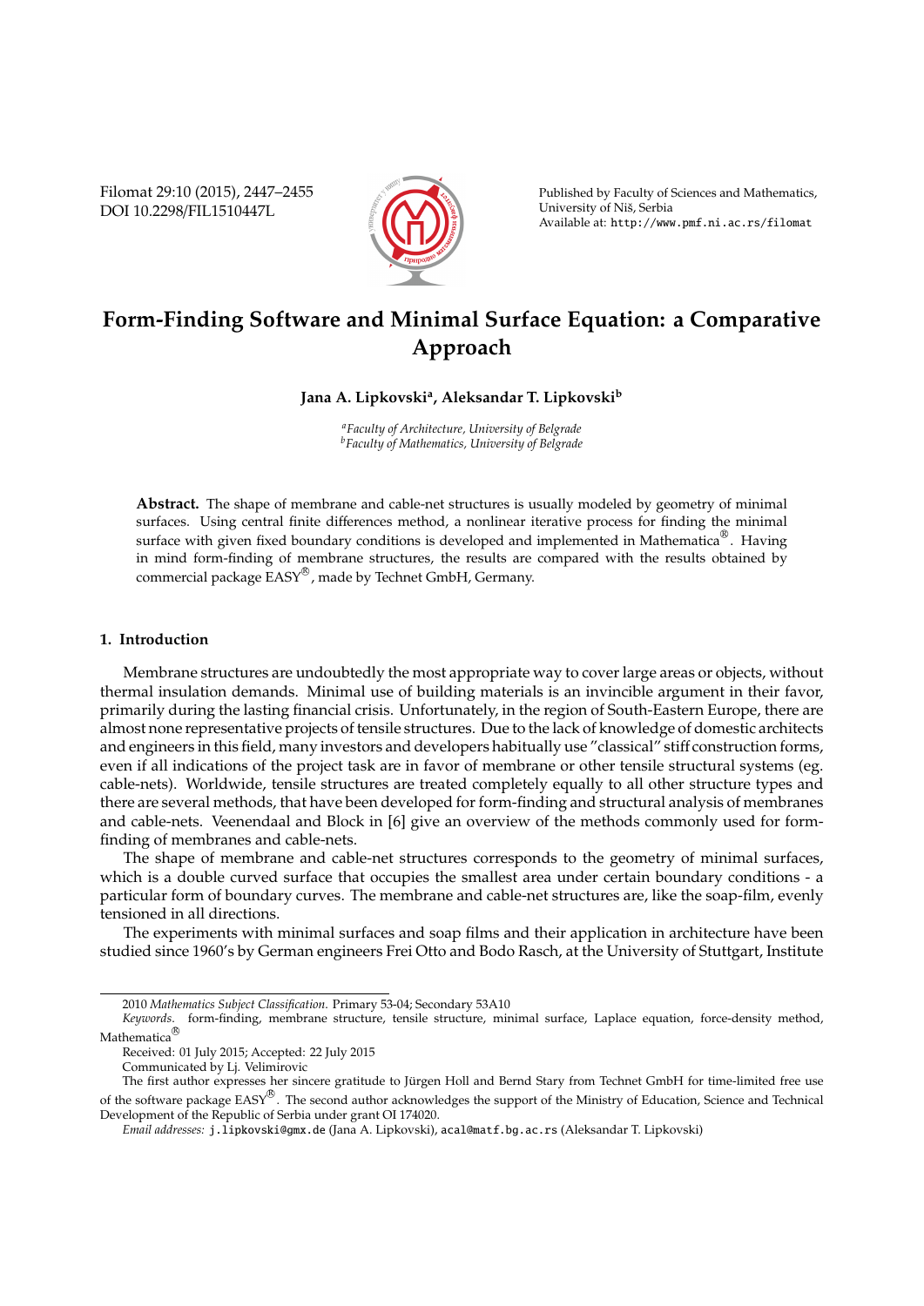# Form-Finding Software and Minimal Surface Equation: a Comparative Approach

**Jana A. Lipkovski[a], Aleksandar T. Lipkovski[b]**

[a]*Faculty of Architecture, University of Belgrade*
[b]*Faculty of Mathematics, University of Belgrade*

**Abstract.** The shape of membrane and cable-net structures is usually modeled by geometry of minimal surfaces. Using central finite differences method, a nonlinear iterative process for finding the minimal surface with given fixed boundary conditions is developed and implemented in Mathematica®. Having in mind form-finding of membrane structures, the results are compared with the results obtained by commercial package EASY®, made by Technet GmbH, Germany.

## 1. Introduction

Membrane structures are undoubtedly the most appropriate way to cover large areas or objects, without thermal insulation demands. Minimal use of building materials is an invincible argument in their favor, primarily during the lasting financial crisis. Unfortunately, in the region of South-Eastern Europe, there are almost none representative projects of tensile structures. Due to the lack of knowledge of domestic architects and engineers in this field, many investors and developers habitually use "classical" stiff construction forms, even if all indications of the project task are in favor of membrane or other tensile structural systems (eg. cable-nets). Worldwide, tensile structures are treated completely equally to all other structure types and there are several methods, that have been developed for form-finding and structural analysis of membranes and cable-nets. Veenendaal and Block in [6] give an overview of the methods commonly used for form-finding of membranes and cable-nets.

The shape of membrane and cable-net structures corresponds to the geometry of minimal surfaces, which is a double curved surface that occupies the smallest area under certain boundary conditions - a particular form of boundary curves. The membrane and cable-net structures are, like the soap-film, evenly tensioned in all directions.

The experiments with minimal surfaces and soap films and their application in architecture have been studied since 1960's by German engineers Frei Otto and Bodo Rasch, at the University of Stuttgart, Institute

---

2010 *Mathematics Subject Classification.* Primary 53-04; Secondary 53A10

*Keywords.* form-finding, membrane structure, tensile structure, minimal surface, Laplace equation, force-density method, Mathematica®

Received: 01 July 2015; Accepted: 22 July 2015

Communicated by Lj. Velimirovic

The first author expresses her sincere gratitude to Jürgen Holl and Bernd Stary from Technet GmbH for time-limited free use of the software package EASY®. The second author acknowledges the support of the Ministry of Education, Science and Technical Development of the Republic of Serbia under grant OI 174020.

*Email addresses:* j.lipkovski@gmx.de (Jana A. Lipkovski), acal@matf.bg.ac.rs (Aleksandar T. Lipkovski)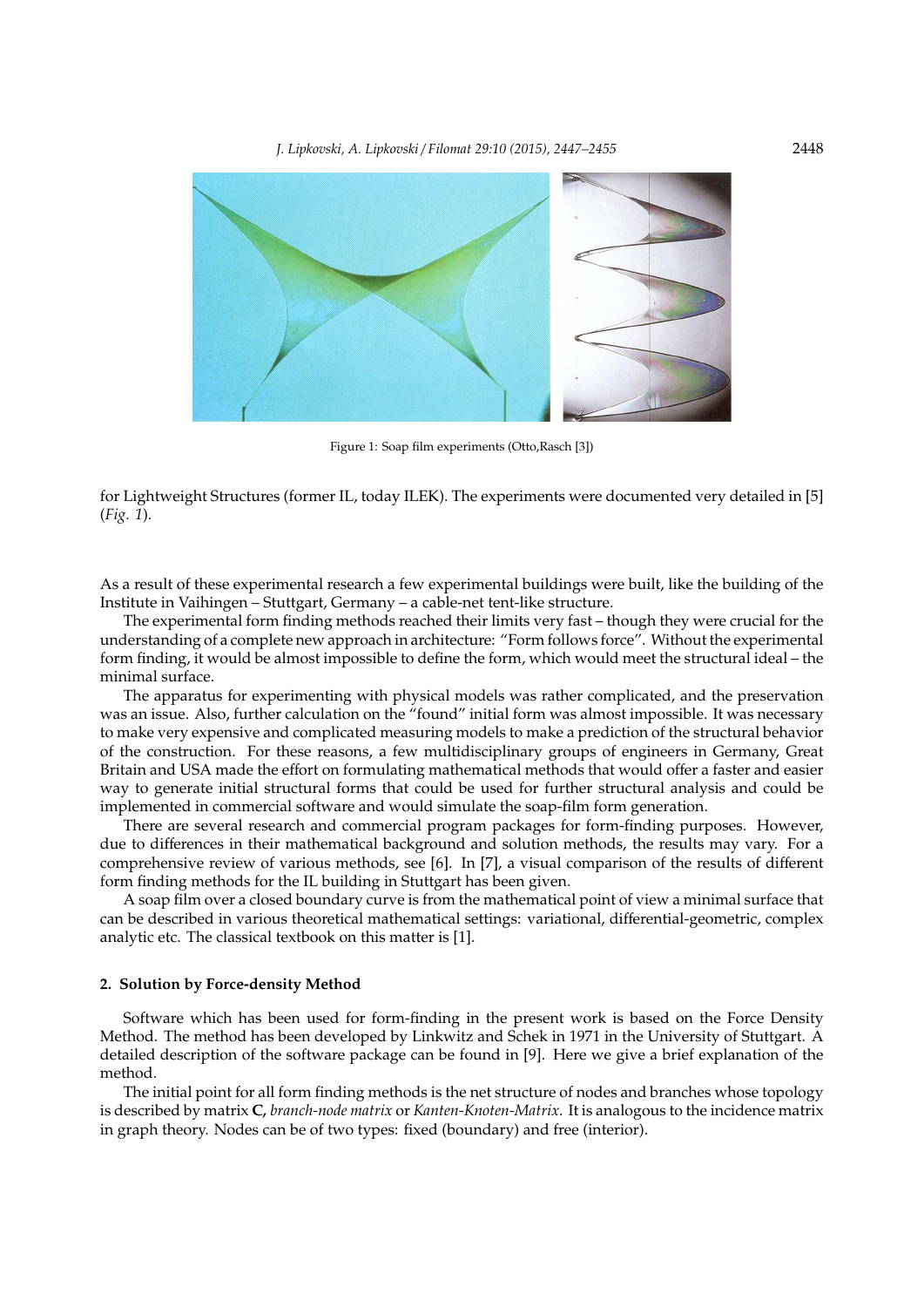Figure 1: Soap film experiments (Otto,Rasch [3])

for Lightweight Structures (former IL, today ILEK). The experiments were documented very detailed in [5] (*Fig. 1*).

As a result of these experimental research a few experimental buildings were built, like the building of the Institute in Vaihingen – Stuttgart, Germany – a cable-net tent-like structure.

The experimental form finding methods reached their limits very fast – though they were crucial for the understanding of a complete new approach in architecture: "Form follows force". Without the experimental form finding, it would be almost impossible to define the form, which would meet the structural ideal – the minimal surface.

The apparatus for experimenting with physical models was rather complicated, and the preservation was an issue. Also, further calculation on the "found" initial form was almost impossible. It was necessary to make very expensive and complicated measuring models to make a prediction of the structural behavior of the construction. For these reasons, a few multidisciplinary groups of engineers in Germany, Great Britain and USA made the effort on formulating mathematical methods that would offer a faster and easier way to generate initial structural forms that could be used for further structural analysis and could be implemented in commercial software and would simulate the soap-film form generation.

There are several research and commercial program packages for form-finding purposes. However, due to differences in their mathematical background and solution methods, the results may vary. For a comprehensive review of various methods, see [6]. In [7], a visual comparison of the results of different form finding methods for the IL building in Stuttgart has been given.

A soap film over a closed boundary curve is from the mathematical point of view a minimal surface that can be described in various theoretical mathematical settings: variational, differential-geometric, complex analytic etc. The classical textbook on this matter is [1].

## 2. Solution by Force-density Method

Software which has been used for form-finding in the present work is based on the Force Density Method. The method has been developed by Linkwitz and Schek in 1971 in the University of Stuttgart. A detailed description of the software package can be found in [9]. Here we give a brief explanation of the method.

The initial point for all form finding methods is the net structure of nodes and branches whose topology is described by matrix **C,** *branch-node matrix* or *Kanten-Knoten-Matrix*. It is analogous to the incidence matrix in graph theory. Nodes can be of two types: fixed (boundary) and free (interior).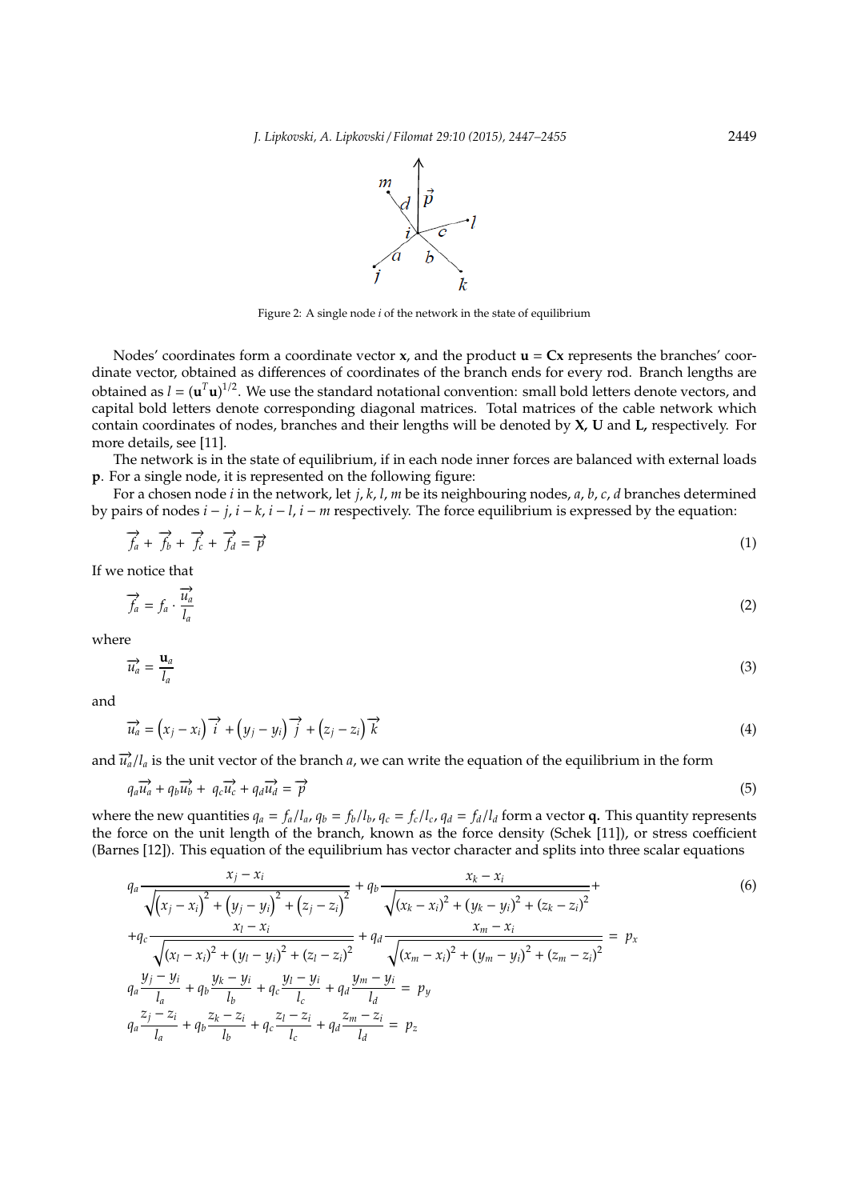Figure 2: A single node $i$ of the network in the state of equilibrium

Nodes' coordinates form a coordinate vector $\mathbf{x}$, and the product $\mathbf{u} = \mathbf{Cx}$ represents the branches' coordinate vector, obtained as differences of coordinates of the branch ends for every rod. Branch lengths are obtained as $l = (\mathbf{u}^T\mathbf{u})^{1/2}$. We use the standard notational convention: small bold letters denote vectors, and capital bold letters denote corresponding diagonal matrices. Total matrices of the cable network which contain coordinates of nodes, branches and their lengths will be denoted by **X, U** and **L,** respectively. For more details, see [11].

The network is in the state of equilibrium, if in each node inner forces are balanced with external loads $\mathbf{p}$. For a single node, it is represented on the following figure:

For a chosen node $i$ in the network, let $j, k, l, m$ be its neighbouring nodes, $a, b, c, d$ branches determined by pairs of nodes $i-j$, $i-k$, $i-l$, $i-m$ respectively. The force equilibrium is expressed by the equation:

$$\overrightarrow{f_a} + \overrightarrow{f_b} + \overrightarrow{f_c} + \overrightarrow{f_d} = \overrightarrow{p} \tag{1}$$

If we notice that

$$\overrightarrow{f_a} = f_a \cdot \frac{\overrightarrow{u_a}}{l_a} \tag{2}$$

where

$$\overrightarrow{u_a} = \frac{\mathbf{u}_a}{l_a} \tag{3}$$

and

$$\overrightarrow{u_a} = \left(x_j - x_i\right)\overrightarrow{i} + \left(y_j - y_i\right)\overrightarrow{j} + \left(z_j - z_i\right)\overrightarrow{k} \tag{4}$$

and $\overrightarrow{u_a}/l_a$ is the unit vector of the branch $a$, we can write the equation of the equilibrium in the form

$$q_a\overrightarrow{u_a} + q_b\overrightarrow{u_b} + q_c\overrightarrow{u_c} + q_d\overrightarrow{u_d} = \overrightarrow{p} \tag{5}$$

where the new quantities $q_a = f_a/l_a$, $q_b = f_b/l_b$, $q_c = f_c/l_c$, $q_d = f_d/l_d$ form a vector **q.** This quantity represents the force on the unit length of the branch, known as the force density (Schek [11]), or stress coefficient (Barnes [12]). This equation of the equilibrium has vector character and splits into three scalar equations

$$\begin{aligned}
&q_a \frac{x_j - x_i}{\sqrt{\left(x_j - x_i\right)^2 + \left(y_j - y_i\right)^2 + \left(z_j - z_i\right)^2}} + q_b \frac{x_k - x_i}{\sqrt{(x_k - x_i)^2 + (y_k - y_i)^2 + (z_k - z_i)^2}} + \\
&+ q_c \frac{x_l - x_i}{\sqrt{(x_l - x_i)^2 + (y_l - y_i)^2 + (z_l - z_i)^2}} + q_d \frac{x_m - x_i}{\sqrt{(x_m - x_i)^2 + (y_m - y_i)^2 + (z_m - z_i)^2}} = p_x \\
&q_a \frac{y_j - y_i}{l_a} + q_b \frac{y_k - y_i}{l_b} + q_c \frac{y_l - y_i}{l_c} + q_d \frac{y_m - y_i}{l_d} = p_y \\
&q_a \frac{z_j - z_i}{l_a} + q_b \frac{z_k - z_i}{l_b} + q_c \frac{z_l - z_i}{l_c} + q_d \frac{z_m - z_i}{l_d} = p_z
\end{aligned} \tag{6}$$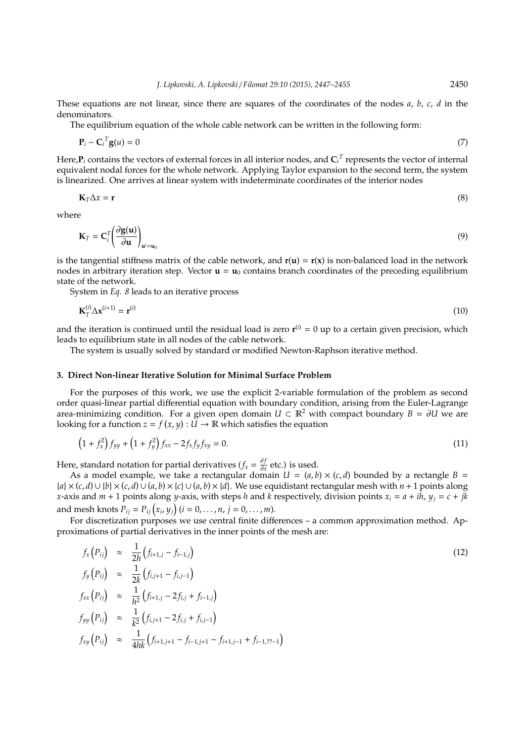These equations are not linear, since there are squares of the coordinates of the nodes $a$, $b$, $c$, $d$ in the denominators.

The equilibrium equation of the whole cable network can be written in the following form:

$$\mathbf{P}_i - \mathbf{C}_i{}^T \mathbf{g}(u) = 0 \tag{7}$$

Here, $\mathbf{P}_i$ contains the vectors of external forces in all interior nodes, and $\mathbf{C}_i{}^T$ represents the vector of internal equivalent nodal forces for the whole network. Applying Taylor expansion to the second term, the system is linearized. One arrives at linear system with indeterminate coordinates of the interior nodes

$$\mathbf{K}_T \Delta x = \mathbf{r} \tag{8}$$

where

$$\mathbf{K}_T = \mathbf{C}_i^T \left( \frac{\partial \mathbf{g}(\mathbf{u})}{\partial \mathbf{u}} \right)_{\mathbf{u}^i = \mathbf{u}_0} \tag{9}$$

is the tangential stiffness matrix of the cable network, and $\mathbf{r}(\mathbf{u}) = \mathbf{r}(\mathbf{x})$ is non-balanced load in the network nodes in arbitrary iteration step. Vector $\mathbf{u} = \mathbf{u}_0$ contains branch coordinates of the preceding equilibrium state of the network.

System in *Eq. 8* leads to an iterative process

$$\mathbf{K}_T^{(i)} \Delta \mathbf{x}^{(i+1)} = \mathbf{r}^{(i)} \tag{10}$$

and the iteration is continued until the residual load is zero $\mathbf{r}^{(i)} = 0$ up to a certain given precision, which leads to equilibrium state in all nodes of the cable network.

The system is usually solved by standard or modified Newton-Raphson iterative method.

## 3. Direct Non-linear Iterative Solution for Minimal Surface Problem

For the purposes of this work, we use the explicit 2-variable formulation of the problem as second order quasi-linear partial differential equation with boundary condition, arising from the Euler-Lagrange area-minimizing condition. For a given open domain $U \subset \mathbb{R}^2$ with compact boundary $B = \partial U$ we are looking for a function $z = f(x, y) : U \to \mathbb{R}$ which satisfies the equation

$$\left(1 + f_x^2\right) f_{yy} + \left(1 + f_y^2\right) f_{xx} - 2 f_x f_y f_{xy} = 0. \tag{11}$$

Here, standard notation for partial derivatives ($f_x = \frac{\partial f}{\partial x}$ etc.) is used.

As a model example, we take a rectangular domain $U = (a, b) \times (c, d)$ bounded by a rectangle $B = \{a\} \times (c, d) \cup \{b\} \times (c, d) \cup (a, b) \times \{c\} \cup (a, b) \times \{d\}$. We use equidistant rectangular mesh with $n + 1$ points along $x$-axis and $m + 1$ points along $y$-axis, with steps $h$ and $k$ respectively, division points $x_i = a + ih$, $y_j = c + jk$ and mesh knots $P_{ij} = P_{ij}\left(x_i, y_j\right)$ $(i = 0, \ldots, n,\ j = 0, \ldots, m)$.

For discretization purposes we use central finite differences – a common approximation method. Approximations of partial derivatives in the inner points of the mesh are:

$$\begin{aligned}
f_x\left(P_{ij}\right) &\approx \frac{1}{2h}\left(f_{i+1,j} - f_{i-1,j}\right) \\
f_y\left(P_{ij}\right) &\approx \frac{1}{2k}\left(f_{i,j+1} - f_{i,j-1}\right) \\
f_{xx}\left(P_{ij}\right) &\approx \frac{1}{h^2}\left(f_{i+1,j} - 2f_{i,j} + f_{i-1,j}\right) \\
f_{yy}\left(P_{ij}\right) &\approx \frac{1}{k^2}\left(f_{i,j+1} - 2f_{i,j} + f_{i,j-1}\right) \\
f_{xy}\left(P_{ij}\right) &\approx \frac{1}{4hk}\left(f_{i+1,j+1} - f_{i-1,j+1} - f_{i+1,j-1} + f_{i-1,??-1}\right)
\end{aligned} \tag{12}$$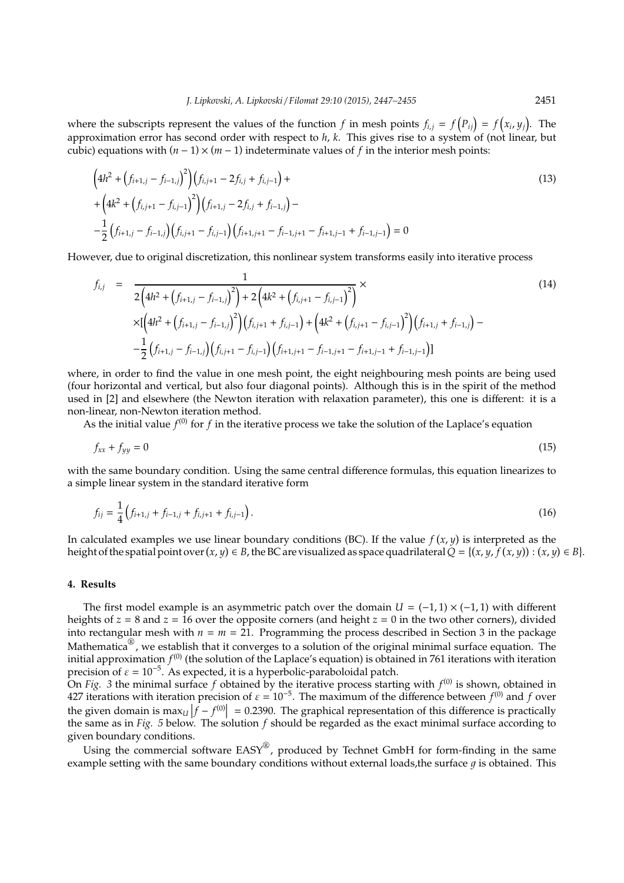where the subscripts represent the values of the function $f$ in mesh points $f_{i,j} = f\left(P_{ij}\right) = f\left(x_i, y_j\right)$. The approximation error has second order with respect to $h$, $k$. This gives rise to a system of (not linear, but cubic) equations with $(n-1) \times (m-1)$ indeterminate values of $f$ in the interior mesh points:

$$
\begin{aligned}
&\left(4h^2 + \left(f_{i+1,j} - f_{i-1,j}\right)^2\right)\left(f_{i,j+1} - 2f_{i,j} + f_{i,j-1}\right) + \\
&+\left(4k^2 + \left(f_{i,j+1} - f_{i,j-1}\right)^2\right)\left(f_{i+1,j} - 2f_{i,j} + f_{i-1,j}\right) - \\
&-\frac{1}{2}\left(f_{i+1,j} - f_{i-1,j}\right)\left(f_{i,j+1} - f_{i,j-1}\right)\left(f_{i+1,j+1} - f_{i-1,j+1} - f_{i+1,j-1} + f_{i-1,j-1}\right) = 0
\end{aligned}
\tag{13}
$$

However, due to original discretization, this nonlinear system transforms easily into iterative process

$$
\begin{aligned}
f_{i,j} \;=\; &\frac{1}{2\left(4h^2 + \left(f_{i+1,j} - f_{i-1,j}\right)^2\right) + 2\left(4k^2 + \left(f_{i,j+1} - f_{i,j-1}\right)^2\right)} \times \\
&\times\Big[\left(4h^2 + \left(f_{i+1,j} - f_{i-1,j}\right)^2\right)\left(f_{i,j+1} + f_{i,j-1}\right) + \left(4k^2 + \left(f_{i,j+1} - f_{i,j-1}\right)^2\right)\left(f_{i+1,j} + f_{i-1,j}\right) - \\
&-\frac{1}{2}\left(f_{i+1,j} - f_{i-1,j}\right)\left(f_{i,j+1} - f_{i,j-1}\right)\left(f_{i+1,j+1} - f_{i-1,j+1} - f_{i+1,j-1} + f_{i-1,j-1}\right)\Big]
\end{aligned}
\tag{14}
$$

where, in order to find the value in one mesh point, the eight neighbouring mesh points are being used (four horizontal and vertical, but also four diagonal points). Although this is in the spirit of the method used in [2] and elsewhere (the Newton iteration with relaxation parameter), this one is different: it is a non-linear, non-Newton iteration method.

As the initial value $f^{(0)}$ for $f$ in the iterative process we take the solution of the Laplace's equation

$$
f_{xx} + f_{yy} = 0 \tag{15}
$$

with the same boundary condition. Using the same central difference formulas, this equation linearizes to a simple linear system in the standard iterative form

$$
f_{ij} = \frac{1}{4}\left(f_{i+1,j} + f_{i-1,j} + f_{i,j+1} + f_{i,j-1}\right). \tag{16}
$$

In calculated examples we use linear boundary conditions (BC). If the value $f(x,y)$ is interpreted as the height of the spatial point over $(x,y) \in B$, the BC are visualized as space quadrilateral $Q = \{(x, y, f(x,y)) : (x,y) \in B\}$.

## 4. Results

The first model example is an asymmetric patch over the domain $U = (-1,1) \times (-1,1)$ with different heights of $z = 8$ and $z = 16$ over the opposite corners (and height $z = 0$ in the two other corners), divided into rectangular mesh with $n = m = 21$. Programming the process described in Section 3 in the package Mathematica®, we establish that it converges to a solution of the original minimal surface equation. The initial approximation $f^{(0)}$ (the solution of the Laplace's equation) is obtained in 761 iterations with iteration precision of $\varepsilon = 10^{-5}$. As expected, it is a hyperbolic-paraboloidal patch.

On *Fig. 3* the minimal surface $f$ obtained by the iterative process starting with $f^{(0)}$ is shown, obtained in 427 iterations with iteration precision of $\varepsilon = 10^{-5}$. The maximum of the difference between $f^{(0)}$ and $f$ over the given domain is $\max_U \left|f - f^{(0)}\right| = 0.2390$. The graphical representation of this difference is practically the same as in *Fig. 5* below. The solution $f$ should be regarded as the exact minimal surface according to given boundary conditions.

Using the commercial software EASY®, produced by Technet GmbH for form-finding in the same example setting with the same boundary conditions without external loads,the surface $g$ is obtained. This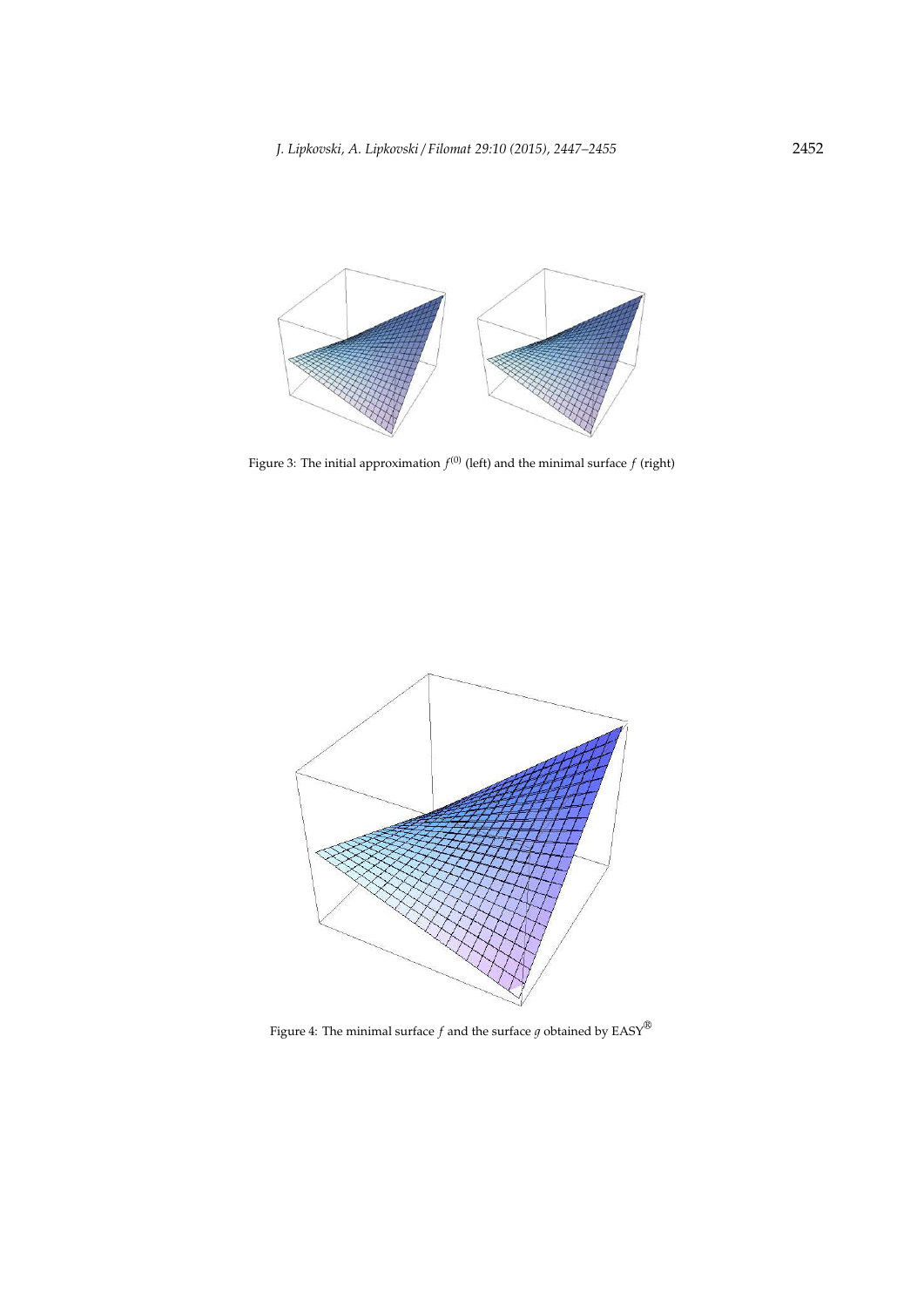Figure 3: The initial approximation $f^{(0)}$ (left) and the minimal surface $f$ (right)

Figure 4: The minimal surface $f$ and the surface $g$ obtained by EASY®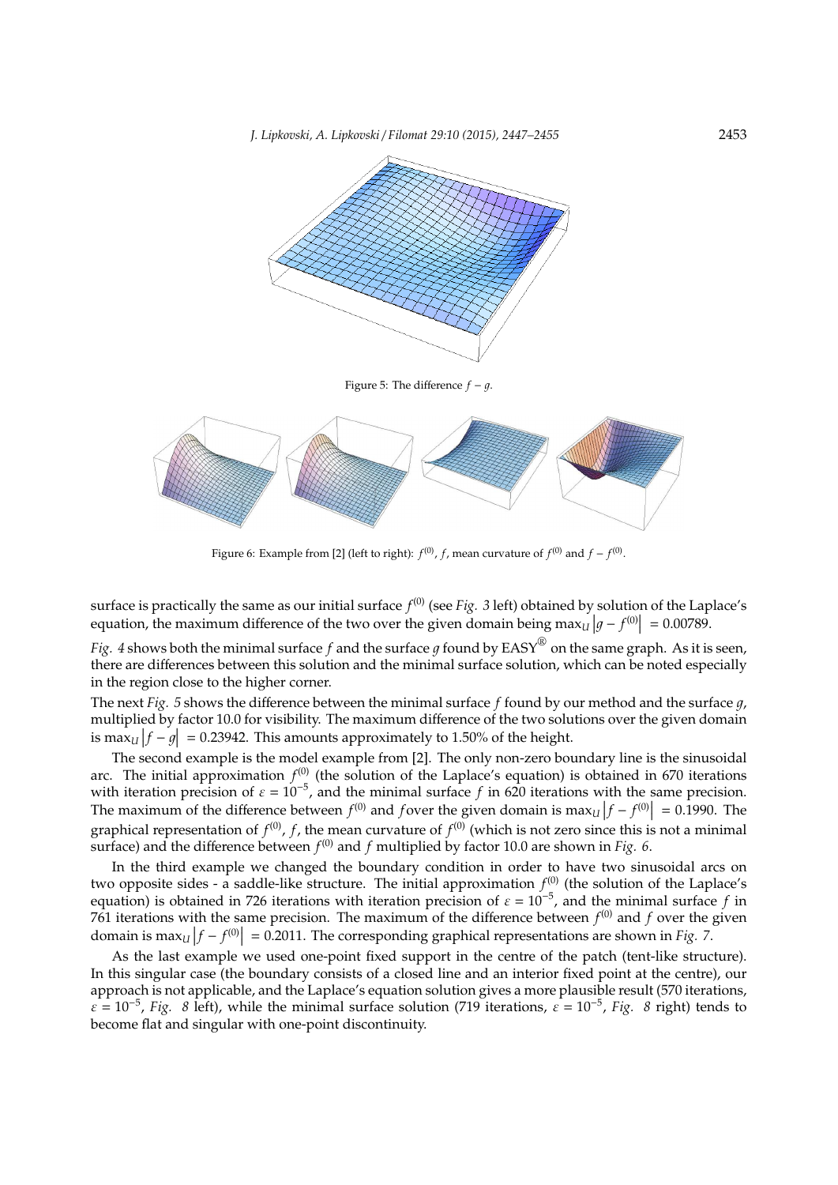Figure 5: The difference $f - g$.

Figure 6: Example from [2] (left to right): $f^{(0)}$, $f$, mean curvature of $f^{(0)}$ and $f - f^{(0)}$.

surface is practically the same as our initial surface $f^{(0)}$ (see *Fig. 3* left) obtained by solution of the Laplace's equation, the maximum difference of the two over the given domain being $\max_U \left| g - f^{(0)} \right| = 0.00789$.

*Fig. 4* shows both the minimal surface $f$ and the surface $g$ found by EASY® on the same graph. As it is seen, there are differences between this solution and the minimal surface solution, which can be noted especially in the region close to the higher corner.

The next *Fig. 5* shows the difference between the minimal surface $f$ found by our method and the surface $g$, multiplied by factor 10.0 for visibility. The maximum difference of the two solutions over the given domain is $\max_U \left| f - g \right| = 0.23942$. This amounts approximately to 1.50% of the height.

The second example is the model example from [2]. The only non-zero boundary line is the sinusoidal arc. The initial approximation $f^{(0)}$ (the solution of the Laplace's equation) is obtained in 670 iterations with iteration precision of $\varepsilon = 10^{-5}$, and the minimal surface $f$ in 620 iterations with the same precision. The maximum of the difference between $f^{(0)}$ and $f$ over the given domain is $\max_U \left| f - f^{(0)} \right| = 0.1990$. The graphical representation of $f^{(0)}$, $f$, the mean curvature of $f^{(0)}$ (which is not zero since this is not a minimal surface) and the difference between $f^{(0)}$ and $f$ multiplied by factor 10.0 are shown in *Fig. 6*.

In the third example we changed the boundary condition in order to have two sinusoidal arcs on two opposite sides - a saddle-like structure. The initial approximation $f^{(0)}$ (the solution of the Laplace's equation) is obtained in 726 iterations with iteration precision of $\varepsilon = 10^{-5}$, and the minimal surface $f$ in 761 iterations with the same precision. The maximum of the difference between $f^{(0)}$ and $f$ over the given domain is $\max_U \left| f - f^{(0)} \right| = 0.2011$. The corresponding graphical representations are shown in *Fig. 7*.

As the last example we used one-point fixed support in the centre of the patch (tent-like structure). In this singular case (the boundary consists of a closed line and an interior fixed point at the centre), our approach is not applicable, and the Laplace's equation solution gives a more plausible result (570 iterations, $\varepsilon = 10^{-5}$, *Fig. 8* left), while the minimal surface solution (719 iterations, $\varepsilon = 10^{-5}$, *Fig. 8* right) tends to become flat and singular with one-point discontinuity.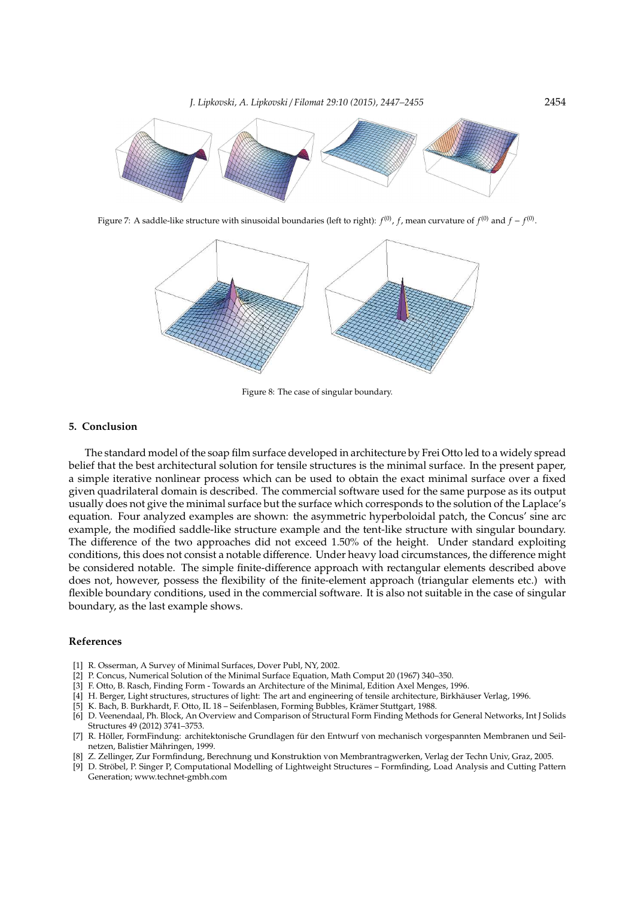Figure 7: A saddle-like structure with sinusoidal boundaries (left to right): $f^{(0)}$, $f$, mean curvature of $f^{(0)}$ and $f - f^{(0)}$.

Figure 8: The case of singular boundary.

## 5. Conclusion

The standard model of the soap film surface developed in architecture by Frei Otto led to a widely spread belief that the best architectural solution for tensile structures is the minimal surface. In the present paper, a simple iterative nonlinear process which can be used to obtain the exact minimal surface over a fixed given quadrilateral domain is described. The commercial software used for the same purpose as its output usually does not give the minimal surface but the surface which corresponds to the solution of the Laplace's equation. Four analyzed examples are shown: the asymmetric hyperboloidal patch, the Concus' sine arc example, the modified saddle-like structure example and the tent-like structure with singular boundary. The difference of the two approaches did not exceed 1.50% of the height. Under standard exploiting conditions, this does not consist a notable difference. Under heavy load circumstances, the difference might be considered notable. The simple finite-difference approach with rectangular elements described above does not, however, possess the flexibility of the finite-element approach (triangular elements etc.) with flexible boundary conditions, used in the commercial software. It is also not suitable in the case of singular boundary, as the last example shows.

## References

[1] R. Osserman, A Survey of Minimal Surfaces, Dover Publ, NY, 2002.

[2] P. Concus, Numerical Solution of the Minimal Surface Equation, Math Comput 20 (1967) 340–350.

[3] F. Otto, B. Rasch, Finding Form - Towards an Architecture of the Minimal, Edition Axel Menges, 1996.

[4] H. Berger, Light structures, structures of light: The art and engineering of tensile architecture, Birkhäuser Verlag, 1996.

[5] K. Bach, B. Burkhardt, F. Otto, IL 18 – Seifenblasen, Forming Bubbles, Krämer Stuttgart, 1988.

[6] D. Veenendaal, Ph. Block, An Overview and Comparison of Structural Form Finding Methods for General Networks, Int J Solids Structures 49 (2012) 3741–3753.

[7] R. Höller, FormFindung: architektonische Grundlagen für den Entwurf von mechanisch vorgespannten Membranen und Seilnetzen, Balistier Mähringen, 1999.

[8] Z. Zellinger, Zur Formfindung, Berechnung und Konstruktion von Membrantragwerken, Verlag der Techn Univ, Graz, 2005.

[9] D. Ströbel, P. Singer P, Computational Modelling of Lightweight Structures – Formfinding, Load Analysis and Cutting Pattern Generation; www.technet-gmbh.com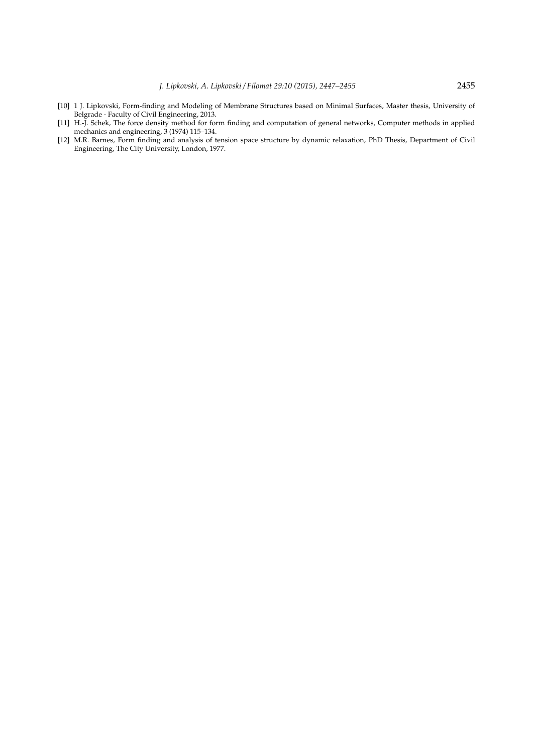[10] 1 J. Lipkovski, Form-finding and Modeling of Membrane Structures based on Minimal Surfaces, Master thesis, University of Belgrade - Faculty of Civil Engineering, 2013.

[11] H.-J. Schek, The force density method for form finding and computation of general networks, Computer methods in applied mechanics and engineering, 3 (1974) 115–134.

[12] M.R. Barnes, Form finding and analysis of tension space structure by dynamic relaxation, PhD Thesis, Department of Civil Engineering, The City University, London, 1977.